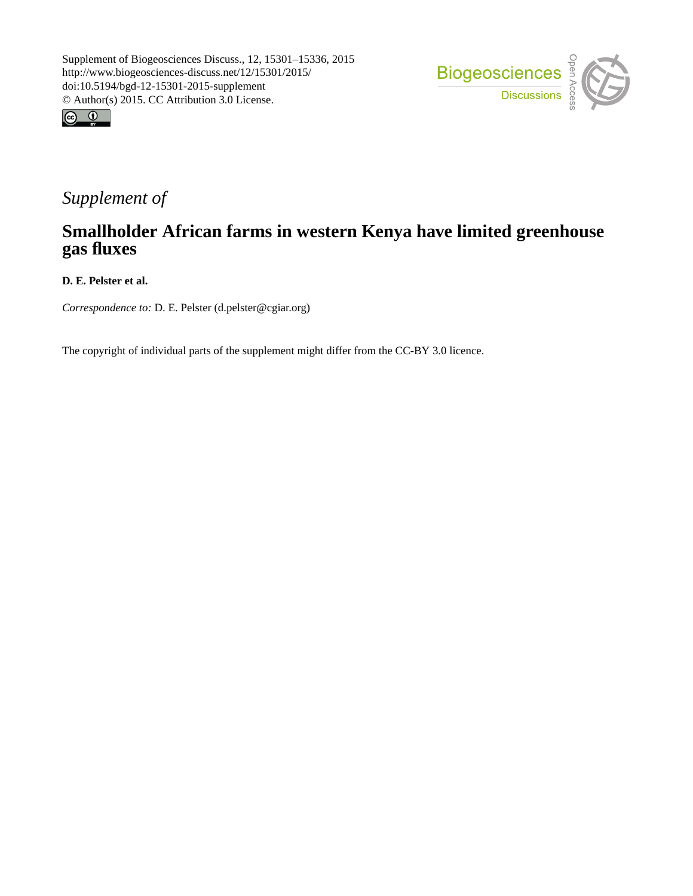Supplement of Biogeosciences Discuss., 12, 15301–15336, 2015
http://www.biogeosciences-discuss.net/12/15301/2015/
doi:10.5194/bgd-12-15301-2015-supplement
© Author(s) 2015. CC Attribution 3.0 License.

*Supplement of*

# Smallholder African farms in western Kenya have limited greenhouse gas fluxes

**D. E. Pelster et al.**

*Correspondence to:* D. E. Pelster (d.pelster@cgiar.org)

The copyright of individual parts of the supplement might differ from the CC-BY 3.0 licence.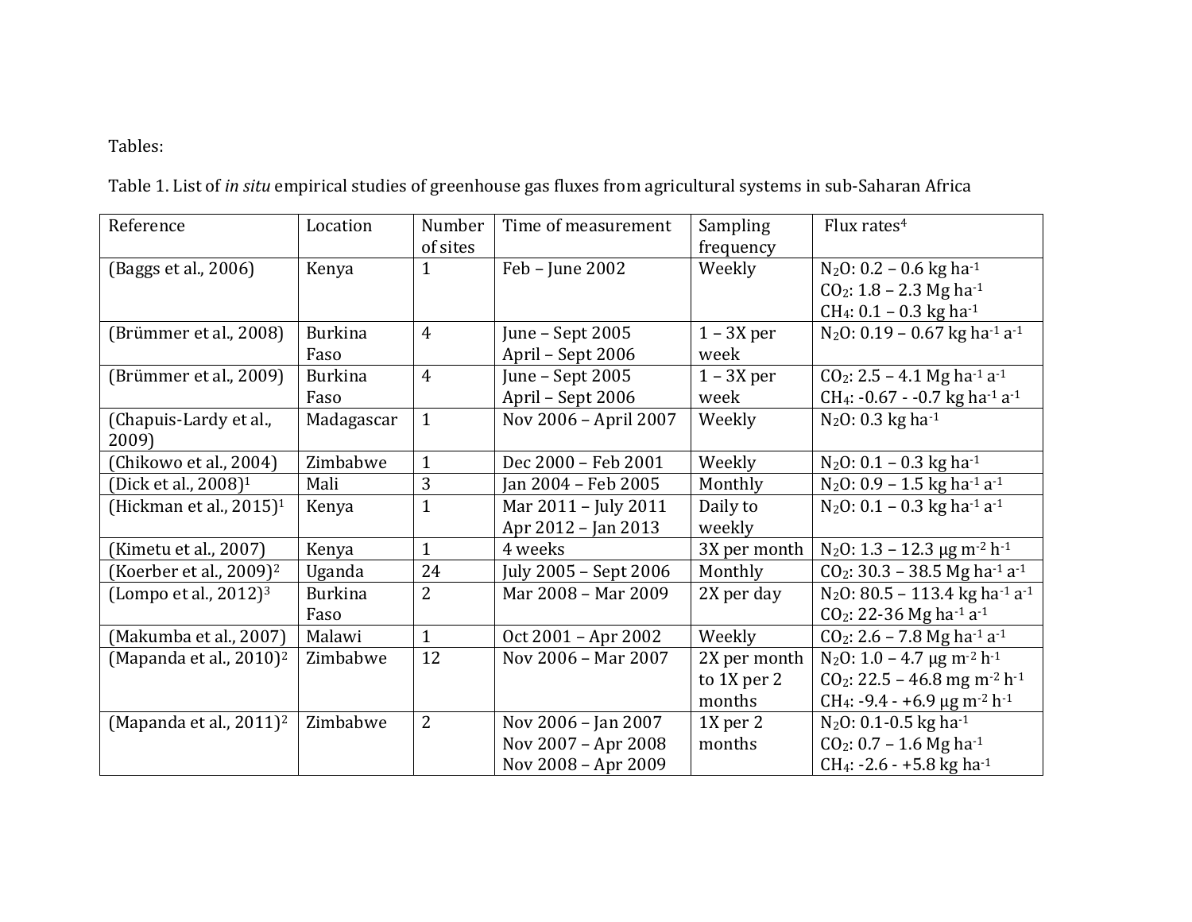Tables:

Table 1. List of *in situ* empirical studies of greenhouse gas fluxes from agricultural systems in sub-Saharan Africa

| Reference | Location | Number of sites | Time of measurement | Sampling frequency | Flux rates[4] |
|---|---|---|---|---|---|
| (Baggs et al., 2006) | Kenya | 1 | Feb – June 2002 | Weekly | $N_2O$: 0.2 – 0.6 kg $ha^{-1}$<br>$CO_2$: 1.8 – 2.3 Mg $ha^{-1}$<br>$CH_4$: 0.1 – 0.3 kg $ha^{-1}$ |
| (Brümmer et al., 2008) | Burkina Faso | 4 | June – Sept 2005<br>April – Sept 2006 | 1 – 3X per week | $N_2O$: 0.19 – 0.67 kg $ha^{-1}$ $a^{-1}$ |
| (Brümmer et al., 2009) | Burkina Faso | 4 | June – Sept 2005<br>April – Sept 2006 | 1 – 3X per week | $CO_2$: 2.5 – 4.1 Mg $ha^{-1}$ $a^{-1}$<br>$CH_4$: -0.67 - -0.7 kg $ha^{-1}$ $a^{-1}$ |
| (Chapuis-Lardy et al., 2009) | Madagascar | 1 | Nov 2006 – April 2007 | Weekly | $N_2O$: 0.3 kg $ha^{-1}$ |
| (Chikowo et al., 2004) | Zimbabwe | 1 | Dec 2000 – Feb 2001 | Weekly | $N_2O$: 0.1 – 0.3 kg $ha^{-1}$ |
| (Dick et al., 2008)[1] | Mali | 3 | Jan 2004 – Feb 2005 | Monthly | $N_2O$: 0.9 – 1.5 kg $ha^{-1}$ $a^{-1}$ |
| (Hickman et al., 2015)[1] | Kenya | 1 | Mar 2011 – July 2011<br>Apr 2012 – Jan 2013 | Daily to weekly | $N_2O$: 0.1 – 0.3 kg $ha^{-1}$ $a^{-1}$ |
| (Kimetu et al., 2007) | Kenya | 1 | 4 weeks | 3X per month | $N_2O$: 1.3 – 12.3 μg $m^{-2}$ $h^{-1}$ |
| (Koerber et al., 2009)[2] | Uganda | 24 | July 2005 – Sept 2006 | Monthly | $CO_2$: 30.3 – 38.5 Mg $ha^{-1}$ $a^{-1}$ |
| (Lompo et al., 2012)[3] | Burkina Faso | 2 | Mar 2008 – Mar 2009 | 2X per day | $N_2O$: 80.5 – 113.4 kg $ha^{-1}$ $a^{-1}$<br>$CO_2$: 22-36 Mg $ha^{-1}$ $a^{-1}$ |
| (Makumba et al., 2007) | Malawi | 1 | Oct 2001 – Apr 2002 | Weekly | $CO_2$: 2.6 – 7.8 Mg $ha^{-1}$ $a^{-1}$ |
| (Mapanda et al., 2010)[2] | Zimbabwe | 12 | Nov 2006 – Mar 2007 | 2X per month to 1X per 2 months | $N_2O$: 1.0 – 4.7 μg $m^{-2}$ $h^{-1}$<br>$CO_2$: 22.5 – 46.8 mg $m^{-2}$ $h^{-1}$<br>$CH_4$: -9.4 - +6.9 μg $m^{-2}$ $h^{-1}$ |
| (Mapanda et al., 2011)[2] | Zimbabwe | 2 | Nov 2006 – Jan 2007<br>Nov 2007 – Apr 2008<br>Nov 2008 – Apr 2009 | 1X per 2 months | $N_2O$: 0.1-0.5 kg $ha^{-1}$<br>$CO_2$: 0.7 – 1.6 Mg $ha^{-1}$<br>$CH_4$: -2.6 - +5.8 kg $ha^{-1}$ |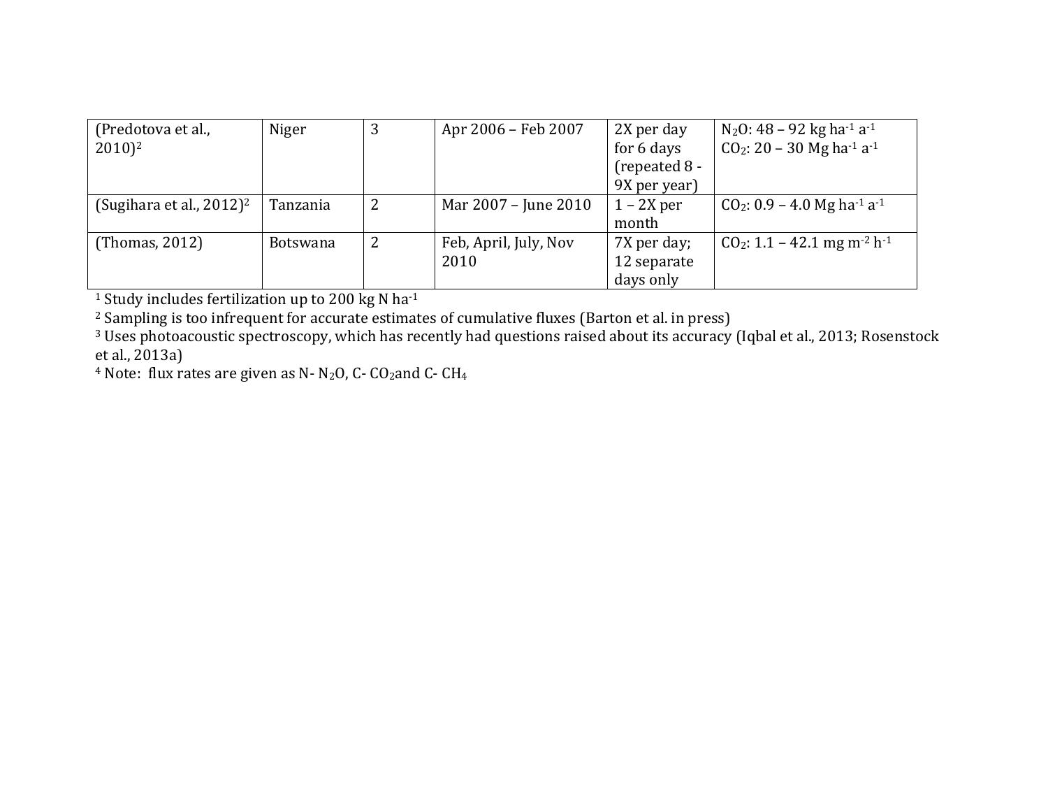| | | | | | |
|---|---|---|---|---|---|
| (Predotova et al., 2010)[2] | Niger | 3 | Apr 2006 – Feb 2007 | 2X per day for 6 days (repeated 8 - 9X per year) | $N_2O$: 48 – 92 kg $ha^{-1}$ $a^{-1}$<br>$CO_2$: 20 – 30 Mg $ha^{-1}$ $a^{-1}$ |
| (Sugihara et al., 2012)[2] | Tanzania | 2 | Mar 2007 – June 2010 | 1 – 2X per month | $CO_2$: 0.9 – 4.0 Mg $ha^{-1}$ $a^{-1}$ |
| (Thomas, 2012) | Botswana | 2 | Feb, April, July, Nov 2010 | 7X per day; 12 separate days only | $CO_2$: 1.1 – 42.1 mg $m^{-2}$ $h^{-1}$ |

[1] Study includes fertilization up to 200 kg N $ha^{-1}$

[2] Sampling is too infrequent for accurate estimates of cumulative fluxes (Barton et al. in press)

[3] Uses photoacoustic spectroscopy, which has recently had questions raised about its accuracy (Iqbal et al., 2013; Rosenstock et al., 2013a)

[4] Note: flux rates are given as N- $N_2O$, C- $CO_2$and C- $CH_4$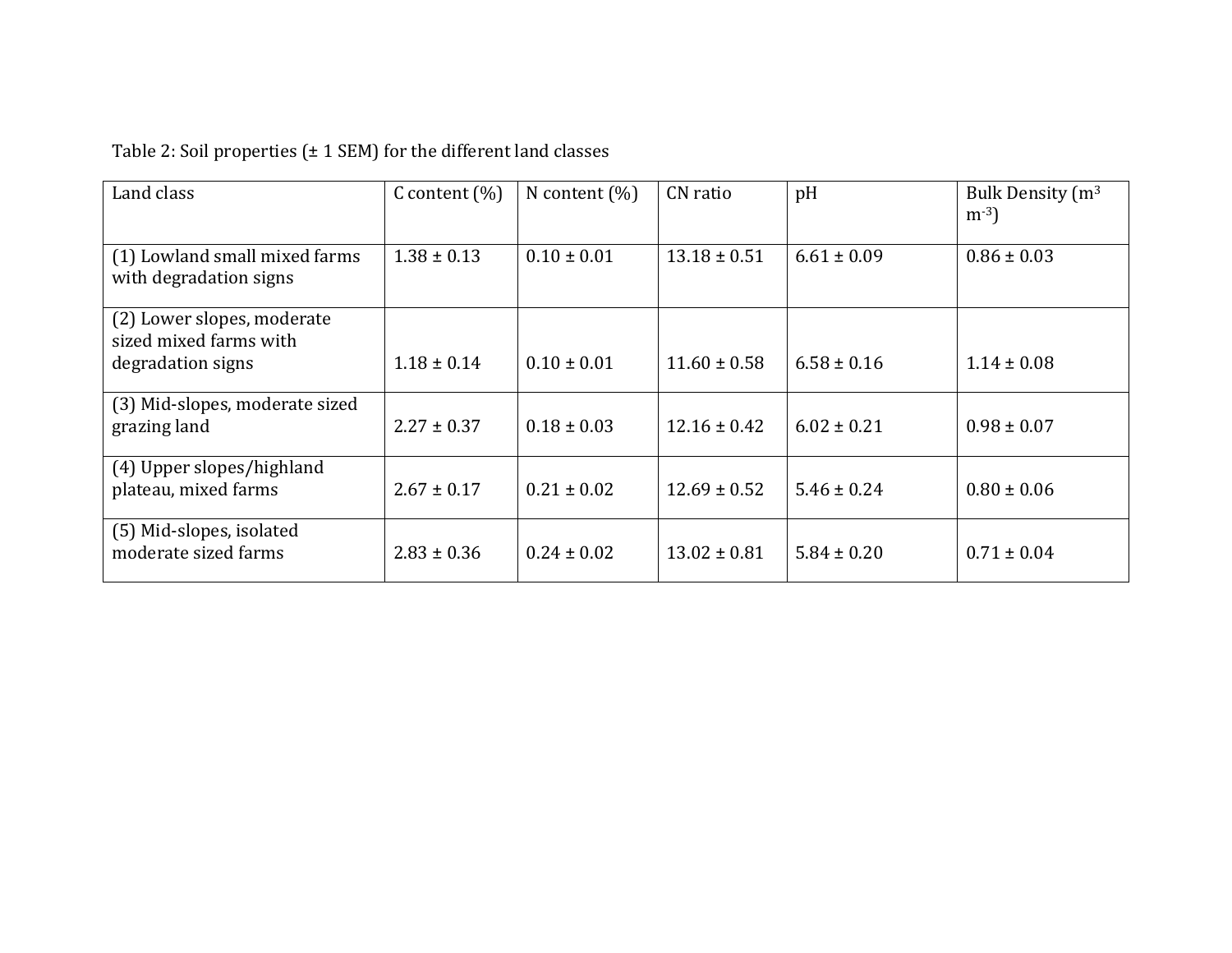Table 2: Soil properties (± 1 SEM) for the different land classes

| Land class | C content (%) | N content (%) | CN ratio | pH | Bulk Density ($m^3$ $m^{-3}$) |
| --- | --- | --- | --- | --- | --- |
| (1) Lowland small mixed farms with degradation signs | 1.38 ± 0.13 | 0.10 ± 0.01 | 13.18 ± 0.51 | 6.61 ± 0.09 | 0.86 ± 0.03 |
| (2) Lower slopes, moderate sized mixed farms with degradation signs | 1.18 ± 0.14 | 0.10 ± 0.01 | 11.60 ± 0.58 | 6.58 ± 0.16 | 1.14 ± 0.08 |
| (3) Mid-slopes, moderate sized grazing land | 2.27 ± 0.37 | 0.18 ± 0.03 | 12.16 ± 0.42 | 6.02 ± 0.21 | 0.98 ± 0.07 |
| (4) Upper slopes/highland plateau, mixed farms | 2.67 ± 0.17 | 0.21 ± 0.02 | 12.69 ± 0.52 | 5.46 ± 0.24 | 0.80 ± 0.06 |
| (5) Mid-slopes, isolated moderate sized farms | 2.83 ± 0.36 | 0.24 ± 0.02 | 13.02 ± 0.81 | 5.84 ± 0.20 | 0.71 ± 0.04 |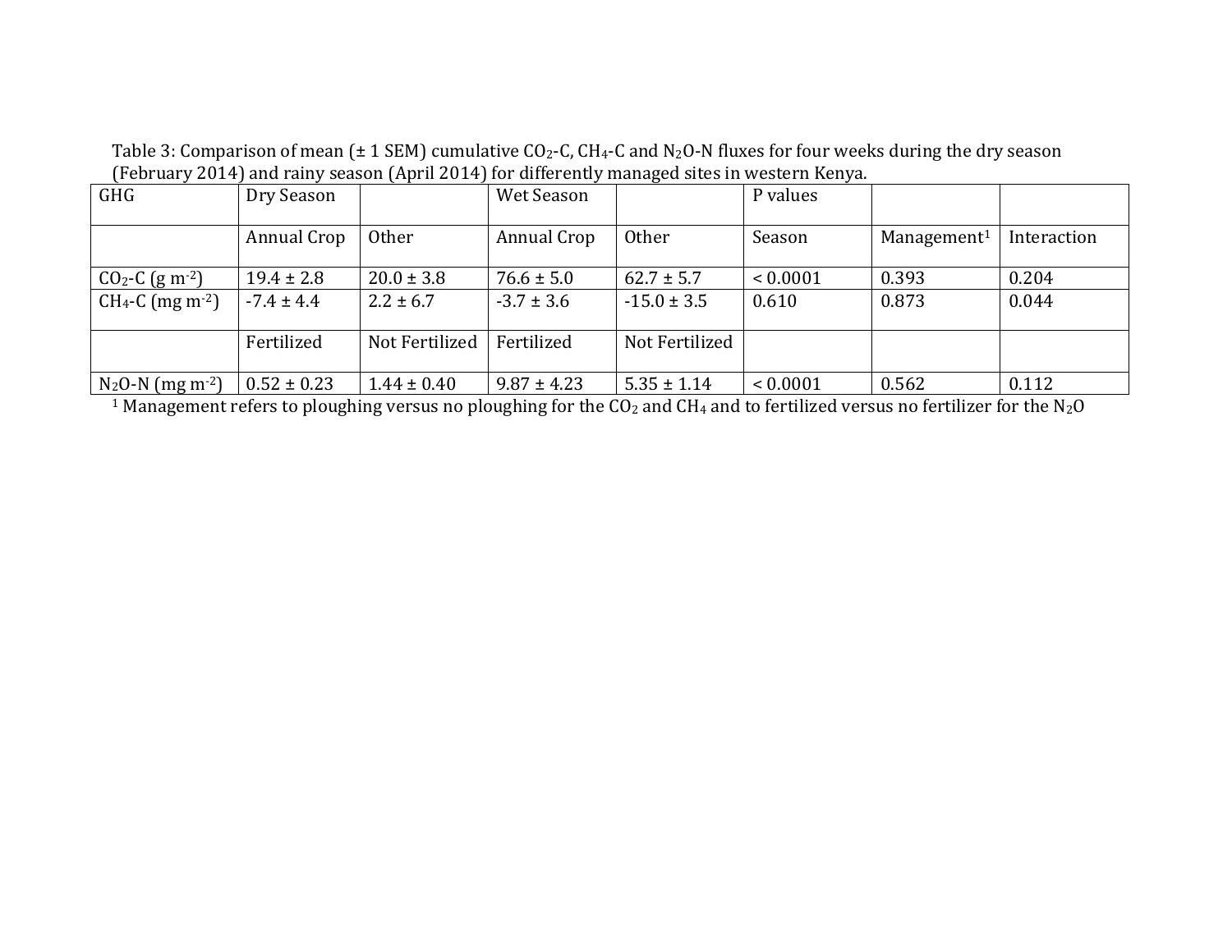Table 3: Comparison of mean (± 1 SEM) cumulative $CO_2$-C, $CH_4$-C and $N_2O$-N fluxes for four weeks during the dry season (February 2014) and rainy season (April 2014) for differently managed sites in western Kenya.

| GHG | Dry Season | | Wet Season | | P values | | |
|---|---|---|---|---|---|---|---|
| | Annual Crop | Other | Annual Crop | Other | Season | Management[1] | Interaction |
| $CO_2$-C (g $m^{-2}$) | 19.4 ± 2.8 | 20.0 ± 3.8 | 76.6 ± 5.0 | 62.7 ± 5.7 | < 0.0001 | 0.393 | 0.204 |
| $CH_4$-C (mg $m^{-2}$) | -7.4 ± 4.4 | 2.2 ± 6.7 | -3.7 ± 3.6 | -15.0 ± 3.5 | 0.610 | 0.873 | 0.044 |
| | Fertilized | Not Fertilized | Fertilized | Not Fertilized | | | |
| $N_2O$-N (mg $m^{-2}$) | 0.52 ± 0.23 | 1.44 ± 0.40 | 9.87 ± 4.23 | 5.35 ± 1.14 | < 0.0001 | 0.562 | 0.112 |

[1] Management refers to ploughing versus no ploughing for the $CO_2$ and $CH_4$ and to fertilized versus no fertilizer for the $N_2O$